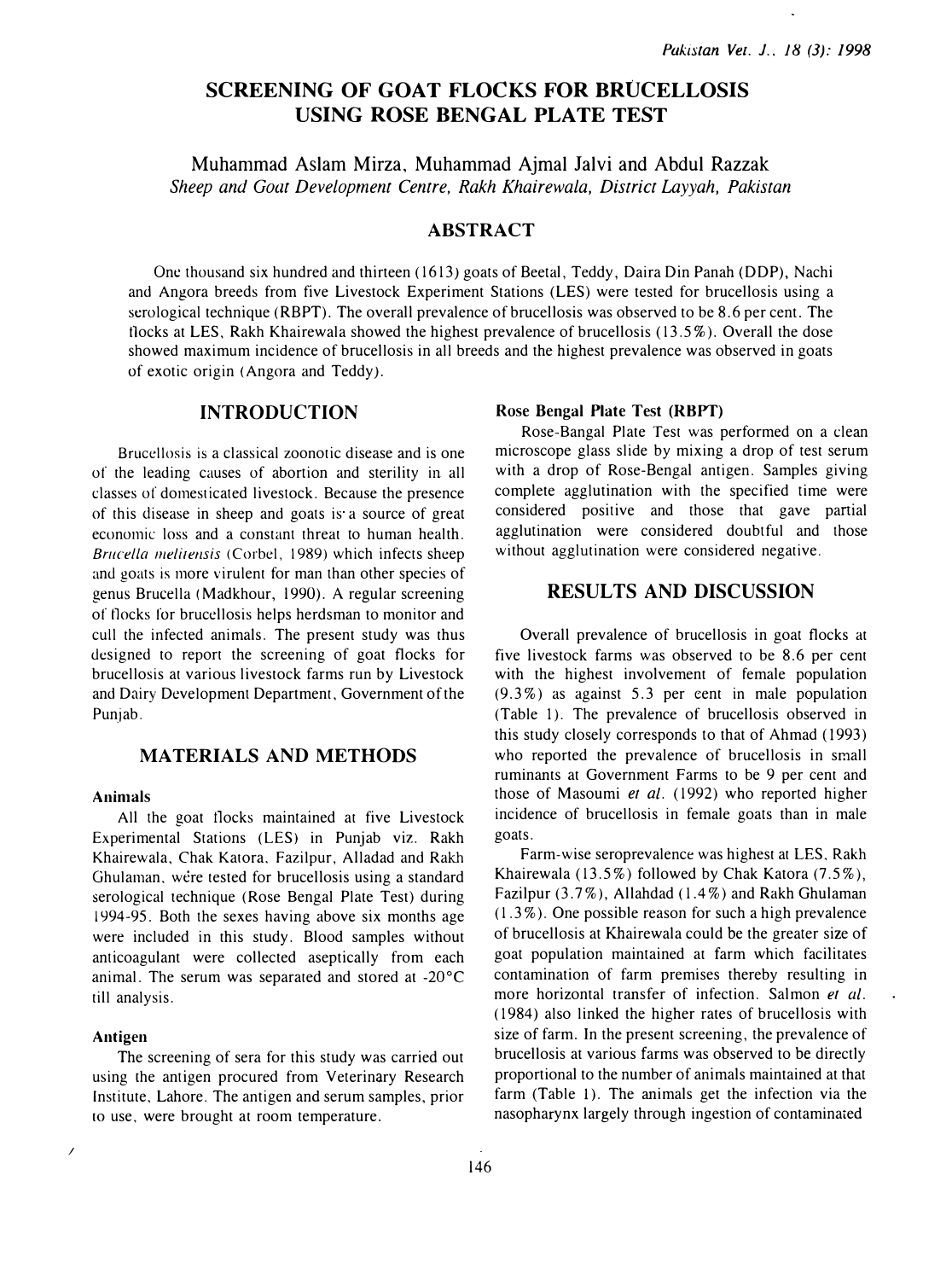# SCREENING OF GOAT FLOCKS FOR BRUCELLOSIS USING ROSE BENGAL PLATE TEST

Muhammad Aslam Mirza, Muhammad Ajmal Jalvi and Abdul Razzak

*Sheep and Goat Development Centre, Rakh Khairewala, District Layyah, Pakistan*

## ABSTRACT

One thousand six hundred and thirteen (1613) goats of Beetal, Teddy, Daira Din Panah (DDP), Nachi and Angora breeds from five Livestock Experiment Stations (LES) were tested for brucellosis using a serological technique (RBPT). The overall prevalence of brucellosis was observed to be 8.6 per cent. The flocks at LES, Rakh Khairewala showed the highest prevalence of brucellosis (13.5%). Overall the dose showed maximum incidence of brucellosis in all breeds and the highest prevalence was observed in goats of exotic origin (Angora and Teddy).

## INTRODUCTION

Brucellosis is a classical zoonotic disease and is one of the leading causes of abortion and sterility in all classes of domesticated livestock. Because the presence of this disease in sheep and goats is a source of great economic loss and a constant threat to human health. *Brucella melitensis* (Corbel, 1989) which infects sheep and goats is more virulent for man than other species of genus Brucella (Madkhour, 1990). A regular screening of flocks for brucellosis helps herdsman to monitor and cull the infected animals. The present study was thus designed to report the screening of goat flocks for brucellosis at various livestock farms run by Livestock and Dairy Development Department, Government of the Punjab.

## MATERIALS AND METHODS

### Animals

All the goat flocks maintained at five Livestock Experimental Stations (LES) in Punjab viz. Rakh Khairewala, Chak Katora, Fazilpur, Alladad and Rakh Ghulaman, were tested for brucellosis using a standard serological technique (Rose Bengal Plate Test) during 1994-95. Both the sexes having above six months age were included in this study. Blood samples without anticoagulant were collected aseptically from each animal. The serum was separated and stored at -20°C till analysis.

### Antigen

The screening of sera for this study was carried out using the antigen procured from Veterinary Research Institute, Lahore. The antigen and serum samples, prior to use, were brought at room temperature.

### Rose Bengal Plate Test (RBPT)

Rose-Bangal Plate Test was performed on a clean microscope glass slide by mixing a drop of test serum with a drop of Rose-Bengal antigen. Samples giving complete agglutination with the specified time were considered positive and those that gave partial agglutination were considered doubtful and those without agglutination were considered negative.

## RESULTS AND DISCUSSION

Overall prevalence of brucellosis in goat flocks at five livestock farms was observed to be 8.6 per cent with the highest involvement of female population (9.3%) as against 5.3 per cent in male population (Table 1). The prevalence of brucellosis observed in this study closely corresponds to that of Ahmad (1993) who reported the prevalence of brucellosis in small ruminants at Government Farms to be 9 per cent and those of Masoumi *et al.* (1992) who reported higher incidence of brucellosis in female goats than in male goats.

Farm-wise seroprevalence was highest at LES, Rakh Khairewala (13.5%) followed by Chak Katora (7.5%), Fazilpur (3.7%), Allahdad (1.4%) and Rakh Ghulaman (1.3%). One possible reason for such a high prevalence of brucellosis at Khairewala could be the greater size of goat population maintained at farm which facilitates contamination of farm premises thereby resulting in more horizontal transfer of infection. Salmon *et al.* (1984) also linked the higher rates of brucellosis with size of farm. In the present screening, the prevalence of brucellosis at various farms was observed to be directly proportional to the number of animals maintained at that farm (Table 1). The animals get the infection via the nasopharynx largely through ingestion of contaminated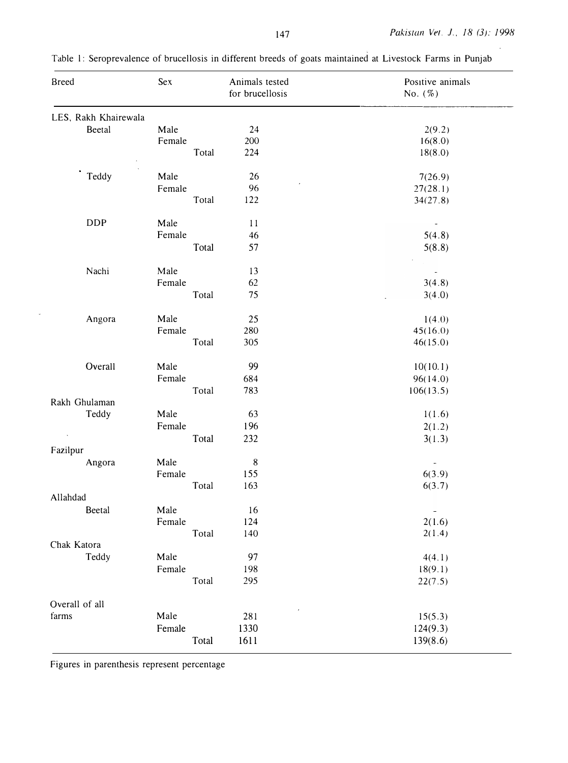Table 1: Seroprevalence of brucellosis in different breeds of goats maintained at Livestock Farms in Punjab

| Breed | Sex | | Animals tested for brucellosis | Positive animals No. (%) |
|---|---|---|---|---|
| LES, Rakh Khairewala | | | | |
| Beetal | Male | | 24 | 2(9.2) |
| | Female | | 200 | 16(8.0) |
| | | Total | 224 | 18(8.0) |
| Teddy | Male | | 26 | 7(26.9) |
| | Female | | 96 | 27(28.1) |
| | | Total | 122 | 34(27.8) |
| DDP | Male | | 11 | - |
| | Female | | 46 | 5(4.8) |
| | | Total | 57 | 5(8.8) |
| Nachi | Male | | 13 | - |
| | Female | | 62 | 3(4.8) |
| | | Total | 75 | 3(4.0) |
| Angora | Male | | 25 | 1(4.0) |
| | Female | | 280 | 45(16.0) |
| | | Total | 305 | 46(15.0) |
| Overall | Male | | 99 | 10(10.1) |
| | Female | | 684 | 96(14.0) |
| | | Total | 783 | 106(13.5) |
| Rakh Ghulaman | | | | |
| Teddy | Male | | 63 | 1(1.6) |
| | Female | | 196 | 2(1.2) |
| | | Total | 232 | 3(1.3) |
| Fazilpur | | | | |
| Angora | Male | | 8 | - |
| | Female | | 155 | 6(3.9) |
| | | Total | 163 | 6(3.7) |
| Allahdad | | | | |
| Beetal | Male | | 16 | - |
| | Female | | 124 | 2(1.6) |
| | | Total | 140 | 2(1.4) |
| Chak Katora | | | | |
| Teddy | Male | | 97 | 4(4.1) |
| | Female | | 198 | 18(9.1) |
| | | Total | 295 | 22(7.5) |
| Overall of all farms | Male | | 281 | 15(5.3) |
| | Female | | 1330 | 124(9.3) |
| | | Total | 1611 | 139(8.6) |

Figures in parenthesis represent percentage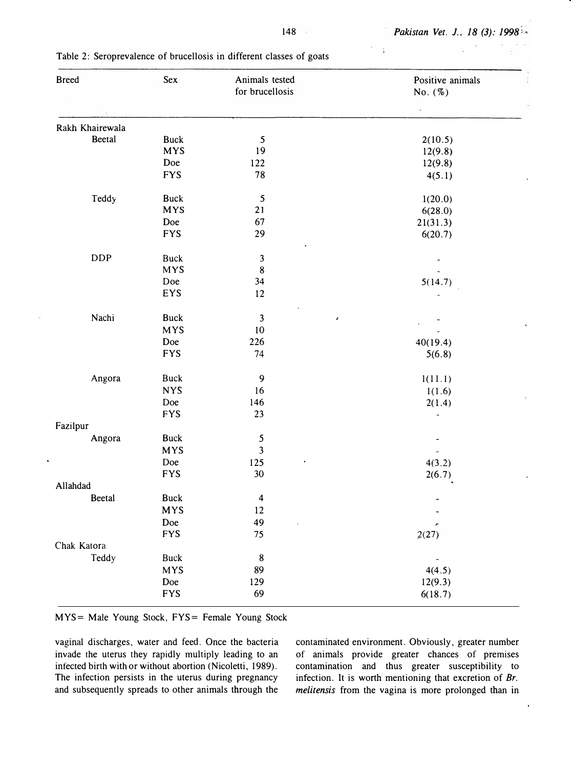Table 2: Seroprevalence of brucellosis in different classes of goats

| Breed | Sex | Animals tested for brucellosis | Positive animals No. (%) |
|---|---|---|---|
| Rakh Khairewala | | | |
| Beetal | Buck | 5 | 2(10.5) |
| | MYS | 19 | 12(9.8) |
| | Doe | 122 | 12(9.8) |
| | FYS | 78 | 4(5.1) |
| Teddy | Buck | 5 | 1(20.0) |
| | MYS | 21 | 6(28.0) |
| | Doe | 67 | 21(31.3) |
| | FYS | 29 | 6(20.7) |
| DDP | Buck | 3 | - |
| | MYS | 8 | - |
| | Doe | 34 | 5(14.7) |
| | EYS | 12 | - |
| Nachi | Buck | 3 | - |
| | MYS | 10 | - |
| | Doe | 226 | 40(19.4) |
| | FYS | 74 | 5(6.8) |
| Angora | Buck | 9 | 1(11.1) |
| | NYS | 16 | 1(1.6) |
| | Doe | 146 | 2(1.4) |
| | FYS | 23 | - |
| Fazilpur | | | |
| Angora | Buck | 5 | - |
| | MYS | 3 | - |
| | Doe | 125 | 4(3.2) |
| | FYS | 30 | 2(6.7) |
| Allahdad | | | |
| Beetal | Buck | 4 | - |
| | MYS | 12 | - |
| | Doe | 49 | - |
| | FYS | 75 | 2(27) |
| Chak Katora | | | |
| Teddy | Buck | 8 | - |
| | MYS | 89 | 4(4.5) |
| | Doe | 129 | 12(9.3) |
| | FYS | 69 | 6(18.7) |

MYS= Male Young Stock, FYS= Female Young Stock

vaginal discharges, water and feed. Once the bacteria invade the uterus they rapidly multiply leading to an infected birth with or without abortion (Nicoletti, 1989). The infection persists in the uterus during pregnancy and subsequently spreads to other animals through the contaminated environment. Obviously, greater number of animals provide greater chances of premises contamination and thus greater susceptibility to infection. It is worth mentioning that excretion of *Br. melitensis* from the vagina is more prolonged than in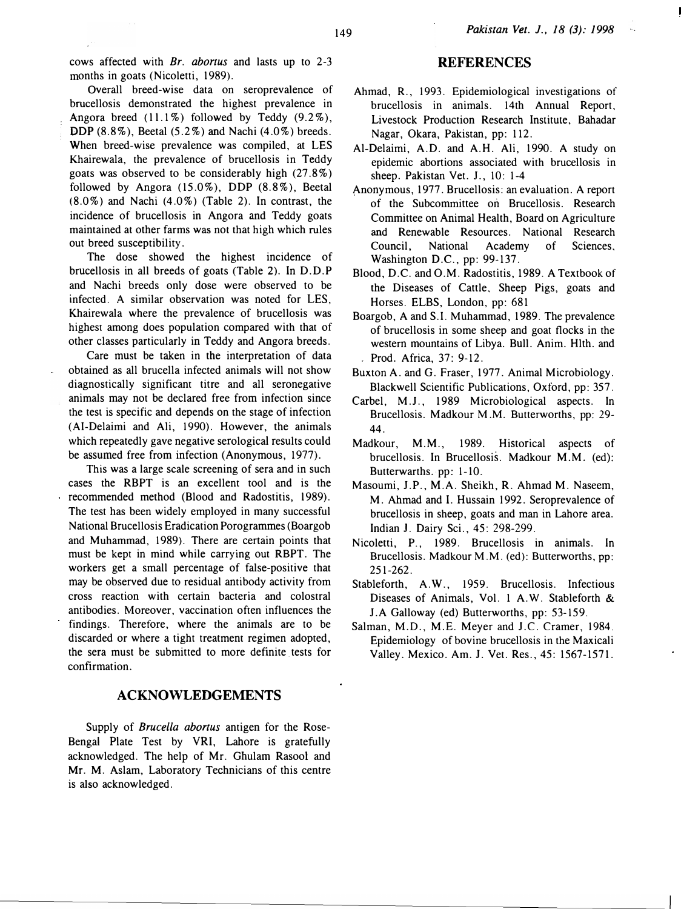cows affected with *Br. abortus* and lasts up to 2-3 months in goats (Nicoletti, 1989).

Overall breed-wise data on seroprevalence of brucellosis demonstrated the highest prevalence in Angora breed (11.1%) followed by Teddy (9.2%), DDP (8.8%), Beetal (5.2%) and Nachi (4.0%) breeds. When breed-wise prevalence was compiled, at LES Khairewala, the prevalence of brucellosis in Teddy goats was observed to be considerably high (27.8%) followed by Angora (15.0%), DDP (8.8%), Beetal (8.0%) and Nachi (4.0%) (Table 2). In contrast, the incidence of brucellosis in Angora and Teddy goats maintained at other farms was not that high which rules out breed susceptibility.

The dose showed the highest incidence of brucellosis in all breeds of goats (Table 2). In D.D.P and Nachi breeds only dose were observed to be infected. A similar observation was noted for LES, Khairewala where the prevalence of brucellosis was highest among does population compared with that of other classes particularly in Teddy and Angora breeds.

Care must be taken in the interpretation of data obtained as all brucella infected animals will not show diagnostically significant titre and all seronegative animals may not be declared free from infection since the test is specific and depends on the stage of infection (Al-Delaimi and Ali, 1990). However, the animals which repeatedly gave negative serological results could be assumed free from infection (Anonymous, 1977).

This was a large scale screening of sera and in such cases the RBPT is an excellent tool and is the recommended method (Blood and Radostitis, 1989). The test has been widely employed in many successful National Brucellosis Eradication Porogrammes (Boargob and Muhammad, 1989). There are certain points that must be kept in mind while carrying out RBPT. The workers get a small percentage of false-positive that may be observed due to residual antibody activity from cross reaction with certain bacteria and colostral antibodies. Moreover, vaccination often influences the findings. Therefore, where the animals are to be discarded or where a tight treatment regimen adopted, the sera must be submitted to more definite tests for confirmation.

## ACKNOWLEDGEMENTS

Supply of *Brucella abortus* antigen for the Rose-Bengal Plate Test by VRI, Lahore is gratefully acknowledged. The help of Mr. Ghulam Rasool and Mr. M. Aslam, Laboratory Technicians of this centre is also acknowledged.

## REFERENCES

Ahmad, R., 1993. Epidemiological investigations of brucellosis in animals. 14th Annual Report, Livestock Production Research Institute, Bahadar Nagar, Okara, Pakistan, pp: 112.

Al-Delaimi, A.D. and A.H. Ali, 1990. A study on epidemic abortions associated with brucellosis in sheep. Pakistan Vet. J., 10: 1-4

Anonymous, 1977. Brucellosis: an evaluation. A report of the Subcommittee on Brucellosis. Research Committee on Animal Health, Board on Agriculture and Renewable Resources. National Research Council, National Academy of Sciences, Washington D.C., pp: 99-137.

Blood, D.C. and O.M. Radostitis, 1989. A Textbook of the Diseases of Cattle, Sheep Pigs, goats and Horses. ELBS, London, pp: 681

Boargob, A and S.I. Muhammad, 1989. The prevalence of brucellosis in some sheep and goat flocks in the western mountains of Libya. Bull. Anim. Hlth. and Prod. Africa, 37: 9-12.

Buxton A. and G. Fraser, 1977. Animal Microbiology. Blackwell Scientific Publications, Oxford, pp: 357.

Carbel, M.J., 1989 Microbiological aspects. In Brucellosis. Madkour M.M. Butterworths, pp: 29-44.

Madkour, M.M., 1989. Historical aspects of brucellosis. In Brucellosis. Madkour M.M. (ed): Butterwarths. pp: 1-10.

Masoumi, J.P., M.A. Sheikh, R. Ahmad M. Naseem, M. Ahmad and I. Hussain 1992. Seroprevalence of brucellosis in sheep, goats and man in Lahore area. Indian J. Dairy Sci., 45: 298-299.

Nicoletti, P., 1989. Brucellosis in animals. In Brucellosis. Madkour M.M. (ed): Butterworths, pp: 251-262.

Stableforth, A.W., 1959. Brucellosis. Infectious Diseases of Animals, Vol. 1 A.W. Stableforth & J.A Galloway (ed) Butterworths, pp: 53-159.

Salman, M.D., M.E. Meyer and J.C. Cramer, 1984. Epidemiology of bovine brucellosis in the Maxicali Valley. Mexico. Am. J. Vet. Res., 45: 1567-1571.